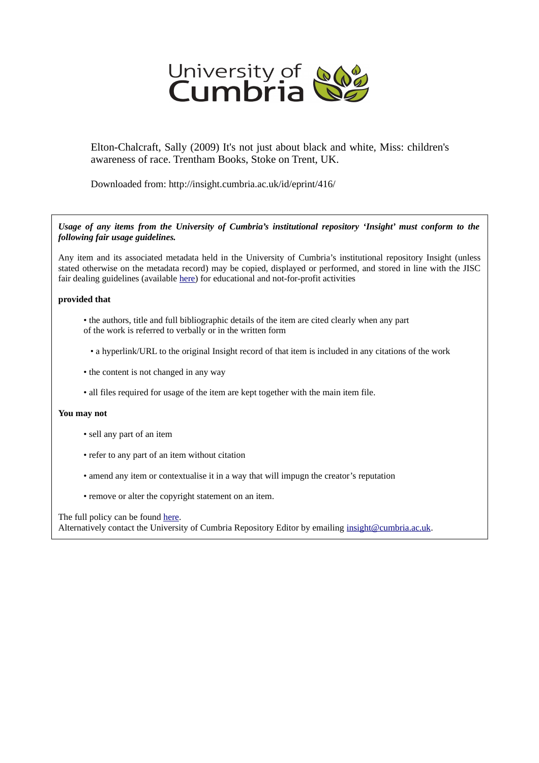University of Cumbria

Elton-Chalcraft, Sally (2009) It's not just about black and white, Miss: children's awareness of race. Trentham Books, Stoke on Trent, UK.

Downloaded from: http://insight.cumbria.ac.uk/id/eprint/416/

***Usage of any items from the University of Cumbria's institutional repository 'Insight' must conform to the following fair usage guidelines.***

Any item and its associated metadata held in the University of Cumbria's institutional repository Insight (unless stated otherwise on the metadata record) may be copied, displayed or performed, and stored in line with the JISC fair dealing guidelines (available here) for educational and not-for-profit activities

**provided that**

- the authors, title and full bibliographic details of the item are cited clearly when any part of the work is referred to verbally or in the written form
- a hyperlink/URL to the original Insight record of that item is included in any citations of the work
- the content is not changed in any way
- all files required for usage of the item are kept together with the main item file.

**You may not**

- sell any part of an item
- refer to any part of an item without citation
- amend any item or contextualise it in a way that will impugn the creator's reputation
- remove or alter the copyright statement on an item.

The full policy can be found here.
Alternatively contact the University of Cumbria Repository Editor by emailing insight@cumbria.ac.uk.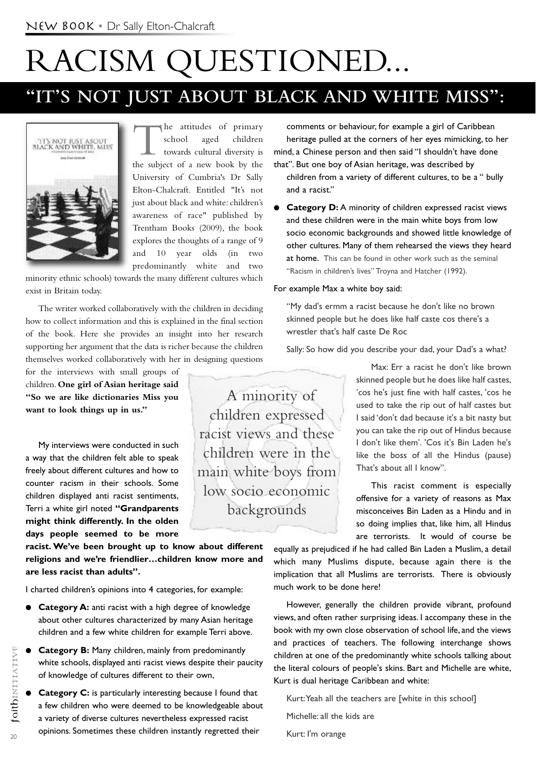NEW BOOK • Dr Sally Elton-Chalcraft

# RACISM QUESTIONED...

## "IT'S NOT JUST ABOUT BLACK AND WHITE MISS":

The attitudes of primary school aged children towards cultural diversity is the subject of a new book by the University of Cumbria's Dr Sally Elton-Chalcraft. Entitled "It's not just about black and white: children's awareness of race" published by Trentham Books (2009), the book explores the thoughts of a range of 9 and 10 year olds (in two predominantly white and two minority ethnic schools) towards the many different cultures which exist in Britain today.

The writer worked collaboratively with the children in deciding how to collect information and this is explained in the final section of the book. Here she provides an insight into her research supporting her argument that the data is richer because the children themselves worked collaboratively with her in designing questions for the interviews with small groups of children. **One girl of Asian heritage said "So we are like dictionaries Miss you want to look things up in us."**

My interviews were conducted in such a way that the children felt able to speak freely about different cultures and how to counter racism in their schools. Some children displayed anti racist sentiments, Terri a white girl noted **"Grandparents might think differently. In the olden days people seemed to be more racist. We've been brought up to know about different religions and we're friendlier…children know more and are less racist than adults".**

I charted children's opinions into 4 categories, for example:

- **Category A:** anti racist with a high degree of knowledge about other cultures characterized by many Asian heritage children and a few white children for example Terri above.
- **Category B:** Many children, mainly from predominantly white schools, displayed anti racist views despite their paucity of knowledge of cultures different to their own,
- **Category C:** is particularly interesting because I found that a few children who were deemed to be knowledgeable about a variety of diverse cultures nevertheless expressed racist opinions. Sometimes these children instantly regretted their comments or behaviour, for example a girl of Caribbean heritage pulled at the corners of her eyes mimicking, to her mind, a Chinese person and then said "I shouldn't have done that". But one boy of Asian heritage, was described by children from a variety of different cultures, to be a " bully and a racist."
- **Category D:** A minority of children expressed racist views and these children were in the main white boys from low socio economic backgrounds and showed little knowledge of other cultures. Many of them rehearsed the views they heard at home. This can be found in other work such as the seminal "Racism in children's lives" Troyna and Hatcher (1992).

> A minority of children expressed racist views and these children were in the main white boys from low socio economic backgrounds

For example Max a white boy said:

"My dad's ermm a racist because he don't like no brown skinned people but he does like half caste cos there's a wrestler that's half caste De Roc

Sally: So how did you describe your dad, your Dad's a what?

Max: Err a racist he don't like brown skinned people but he does like half castes, 'cos he's just fine with half castes, 'cos he used to take the rip out of half castes but I said 'don't dad because it's a bit nasty but you can take the rip out of Hindus because I don't like them'. 'Cos it's Bin Laden he's like the boss of all the Hindus (pause) That's about all I know".

This racist comment is especially offensive for a variety of reasons as Max misconceives Bin Laden as a Hindu and in so doing implies that, like him, all Hindus are terrorists. It would of course be equally as prejudiced if he had called Bin Laden a Muslim, a detail which many Muslims dispute, because again there is the implication that all Muslims are terrorists. There is obviously much work to be done here!

However, generally the children provide vibrant, profound views, and often rather surprising ideas. I accompany these in the book with my own close observation of school life, and the views and practices of teachers. The following interchange shows children at one of the predominantly white schools talking about the literal colours of people's skins. Bart and Michelle are white, Kurt is dual heritage Caribbean and white:

Kurt: Yeah all the teachers are [white in this school]

Michelle: all the kids are

Kurt: I'm orange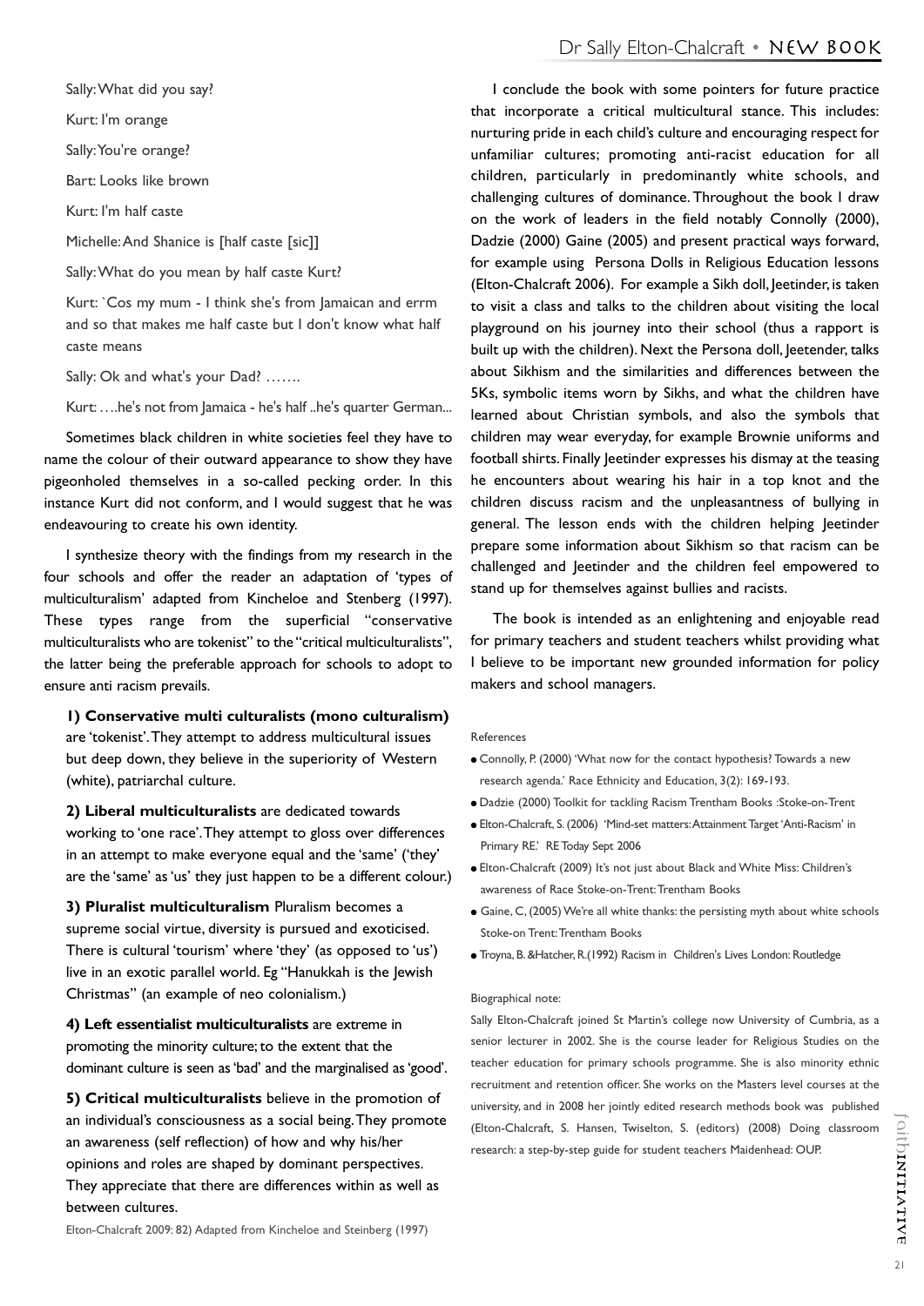Sally: What did you say?

Kurt: I'm orange

Sally: You're orange?

Bart: Looks like brown

Kurt: I'm half caste

Michelle: And Shanice is [half caste [sic]]

Sally: What do you mean by half caste Kurt?

Kurt: `Cos my mum - I think she's from Jamaican and errm and so that makes me half caste but I don't know what half caste means

Sally: Ok and what's your Dad? …….

Kurt: ….he's not from Jamaica - he's half ..he's quarter German...

Sometimes black children in white societies feel they have to name the colour of their outward appearance to show they have pigeonholed themselves in a so-called pecking order. In this instance Kurt did not conform, and I would suggest that he was endeavouring to create his own identity.

I synthesize theory with the findings from my research in the four schools and offer the reader an adaptation of 'types of multiculturalism' adapted from Kincheloe and Stenberg (1997). These types range from the superficial "conservative multiculturalists who are tokenist" to the "critical multiculturalists", the latter being the preferable approach for schools to adopt to ensure anti racism prevails.

**1) Conservative multi culturalists (mono culturalism)** are 'tokenist'. They attempt to address multicultural issues but deep down, they believe in the superiority of Western (white), patriarchal culture.

**2) Liberal multiculturalists** are dedicated towards working to 'one race'. They attempt to gloss over differences in an attempt to make everyone equal and the 'same' ('they' are the 'same' as 'us' they just happen to be a different colour.)

**3) Pluralist multiculturalism** Pluralism becomes a supreme social virtue, diversity is pursued and exoticised. There is cultural 'tourism' where 'they' (as opposed to 'us') live in an exotic parallel world. Eg "Hanukkah is the Jewish Christmas" (an example of neo colonialism.)

**4) Left essentialist multiculturalists** are extreme in promoting the minority culture; to the extent that the dominant culture is seen as 'bad' and the marginalised as 'good'.

**5) Critical multiculturalists** believe in the promotion of an individual's consciousness as a social being. They promote an awareness (self reflection) of how and why his/her opinions and roles are shaped by dominant perspectives. They appreciate that there are differences within as well as between cultures.

Elton-Chalcraft 2009: 82) Adapted from Kincheloe and Steinberg (1997)

I conclude the book with some pointers for future practice that incorporate a critical multicultural stance. This includes: nurturing pride in each child's culture and encouraging respect for unfamiliar cultures; promoting anti-racist education for all children, particularly in predominantly white schools, and challenging cultures of dominance. Throughout the book I draw on the work of leaders in the field notably Connolly (2000), Dadzie (2000) Gaine (2005) and present practical ways forward, for example using Persona Dolls in Religious Education lessons (Elton-Chalcraft 2006). For example a Sikh doll, Jeetinder, is taken to visit a class and talks to the children about visiting the local playground on his journey into their school (thus a rapport is built up with the children). Next the Persona doll, Jeetender, talks about Sikhism and the similarities and differences between the 5Ks, symbolic items worn by Sikhs, and what the children have learned about Christian symbols, and also the symbols that children may wear everyday, for example Brownie uniforms and football shirts. Finally Jeetinder expresses his dismay at the teasing he encounters about wearing his hair in a top knot and the children discuss racism and the unpleasantness of bullying in general. The lesson ends with the children helping Jeetinder prepare some information about Sikhism so that racism can be challenged and Jeetinder and the children feel empowered to stand up for themselves against bullies and racists.

The book is intended as an enlightening and enjoyable read for primary teachers and student teachers whilst providing what I believe to be important new grounded information for policy makers and school managers.

References

- Connolly, P. (2000) 'What now for the contact hypothesis? Towards a new research agenda.' Race Ethnicity and Education, 3(2): 169-193.
- Dadzie (2000) Toolkit for tackling Racism Trentham Books :Stoke-on-Trent
- Elton-Chalcraft, S. (2006) 'Mind-set matters: Attainment Target 'Anti-Racism' in Primary RE.' RE Today Sept 2006
- Elton-Chalcraft (2009) It's not just about Black and White Miss: Children's awareness of Race Stoke-on-Trent: Trentham Books
- Gaine, C, (2005) We're all white thanks: the persisting myth about white schools Stoke-on Trent: Trentham Books
- Troyna, B. &Hatcher, R.(1992) Racism in Children's Lives London: Routledge

Biographical note:

Sally Elton-Chalcraft joined St Martin's college now University of Cumbria, as a senior lecturer in 2002. She is the course leader for Religious Studies on the teacher education for primary schools programme. She is also minority ethnic recruitment and retention officer. She works on the Masters level courses at the university, and in 2008 her jointly edited research methods book was published (Elton-Chalcraft, S. Hansen, Twiselton, S. (editors) (2008) Doing classroom research: a step-by-step guide for student teachers Maidenhead: OUP.